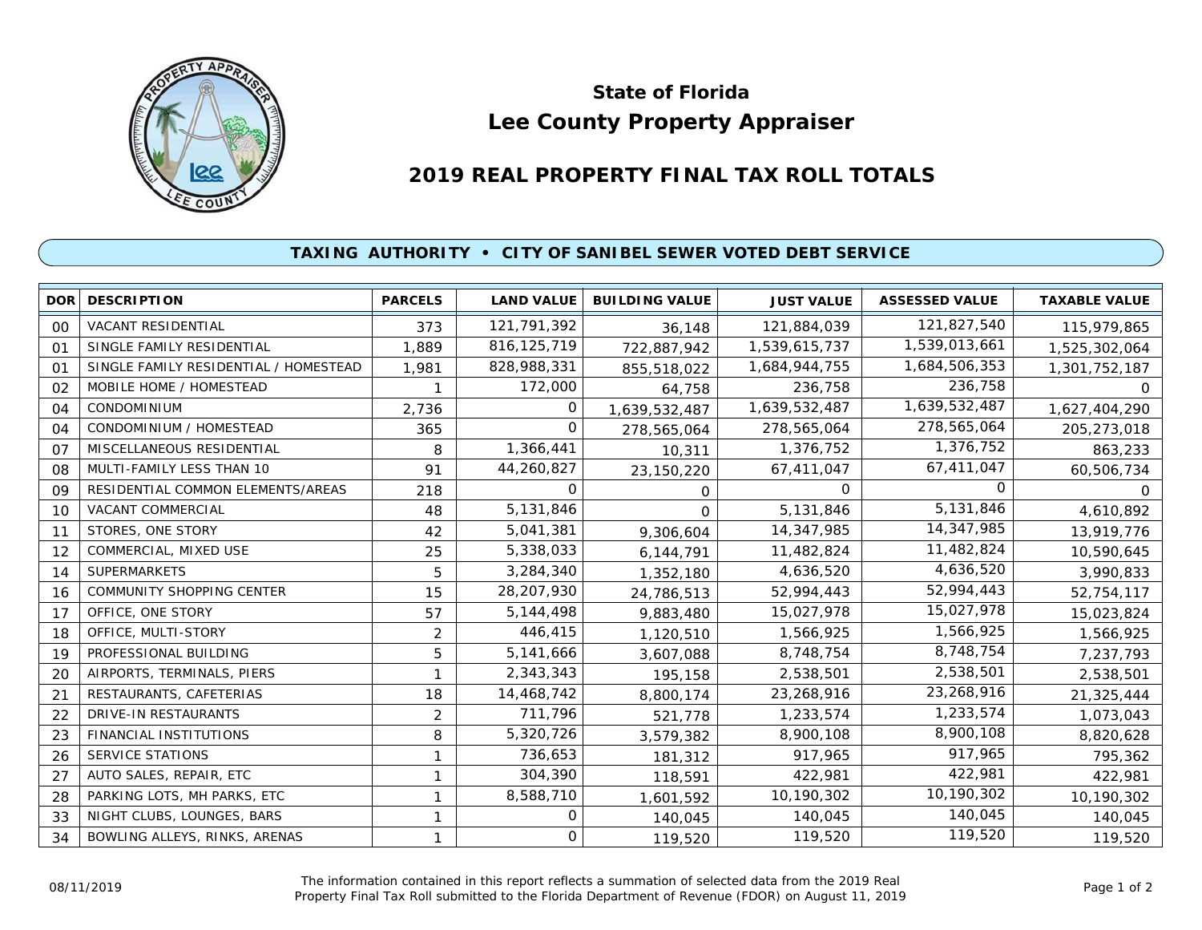# State of Florida
# Lee County Property Appraiser

## 2019 REAL PROPERTY FINAL TAX ROLL TOTALS

### TAXING AUTHORITY • CITY OF SANIBEL SEWER VOTED DEBT SERVICE

| DOR | DESCRIPTION | PARCELS | LAND VALUE | BUILDING VALUE | JUST VALUE | ASSESSED VALUE | TAXABLE VALUE |
|---|---|---|---|---|---|---|---|
| 00 | VACANT RESIDENTIAL | 373 | 121,791,392 | 36,148 | 121,884,039 | 121,827,540 | 115,979,865 |
| 01 | SINGLE FAMILY RESIDENTIAL | 1,889 | 816,125,719 | 722,887,942 | 1,539,615,737 | 1,539,013,661 | 1,525,302,064 |
| 01 | SINGLE FAMILY RESIDENTIAL / HOMESTEAD | 1,981 | 828,988,331 | 855,518,022 | 1,684,944,755 | 1,684,506,353 | 1,301,752,187 |
| 02 | MOBILE HOME / HOMESTEAD | 1 | 172,000 | 64,758 | 236,758 | 236,758 | 0 |
| 04 | CONDOMINIUM | 2,736 | 0 | 1,639,532,487 | 1,639,532,487 | 1,639,532,487 | 1,627,404,290 |
| 04 | CONDOMINIUM / HOMESTEAD | 365 | 0 | 278,565,064 | 278,565,064 | 278,565,064 | 205,273,018 |
| 07 | MISCELLANEOUS RESIDENTIAL | 8 | 1,366,441 | 10,311 | 1,376,752 | 1,376,752 | 863,233 |
| 08 | MULTI-FAMILY LESS THAN 10 | 91 | 44,260,827 | 23,150,220 | 67,411,047 | 67,411,047 | 60,506,734 |
| 09 | RESIDENTIAL COMMON ELEMENTS/AREAS | 218 | 0 | 0 | 0 | 0 | 0 |
| 10 | VACANT COMMERCIAL | 48 | 5,131,846 | 0 | 5,131,846 | 5,131,846 | 4,610,892 |
| 11 | STORES, ONE STORY | 42 | 5,041,381 | 9,306,604 | 14,347,985 | 14,347,985 | 13,919,776 |
| 12 | COMMERCIAL, MIXED USE | 25 | 5,338,033 | 6,144,791 | 11,482,824 | 11,482,824 | 10,590,645 |
| 14 | SUPERMARKETS | 5 | 3,284,340 | 1,352,180 | 4,636,520 | 4,636,520 | 3,990,833 |
| 16 | COMMUNITY SHOPPING CENTER | 15 | 28,207,930 | 24,786,513 | 52,994,443 | 52,994,443 | 52,754,117 |
| 17 | OFFICE, ONE STORY | 57 | 5,144,498 | 9,883,480 | 15,027,978 | 15,027,978 | 15,023,824 |
| 18 | OFFICE, MULTI-STORY | 2 | 446,415 | 1,120,510 | 1,566,925 | 1,566,925 | 1,566,925 |
| 19 | PROFESSIONAL BUILDING | 5 | 5,141,666 | 3,607,088 | 8,748,754 | 8,748,754 | 7,237,793 |
| 20 | AIRPORTS, TERMINALS, PIERS | 1 | 2,343,343 | 195,158 | 2,538,501 | 2,538,501 | 2,538,501 |
| 21 | RESTAURANTS, CAFETERIAS | 18 | 14,468,742 | 8,800,174 | 23,268,916 | 23,268,916 | 21,325,444 |
| 22 | DRIVE-IN RESTAURANTS | 2 | 711,796 | 521,778 | 1,233,574 | 1,233,574 | 1,073,043 |
| 23 | FINANCIAL INSTITUTIONS | 8 | 5,320,726 | 3,579,382 | 8,900,108 | 8,900,108 | 8,820,628 |
| 26 | SERVICE STATIONS | 1 | 736,653 | 181,312 | 917,965 | 917,965 | 795,362 |
| 27 | AUTO SALES, REPAIR, ETC | 1 | 304,390 | 118,591 | 422,981 | 422,981 | 422,981 |
| 28 | PARKING LOTS, MH PARKS, ETC | 1 | 8,588,710 | 1,601,592 | 10,190,302 | 10,190,302 | 10,190,302 |
| 33 | NIGHT CLUBS, LOUNGES, BARS | 1 | 0 | 140,045 | 140,045 | 140,045 | 140,045 |
| 34 | BOWLING ALLEYS, RINKS, ARENAS | 1 | 0 | 119,520 | 119,520 | 119,520 | 119,520 |

08/11/2019

The information contained in this report reflects a summation of selected data from the 2019 Real Property Final Tax Roll submitted to the Florida Department of Revenue (FDOR) on August 11, 2019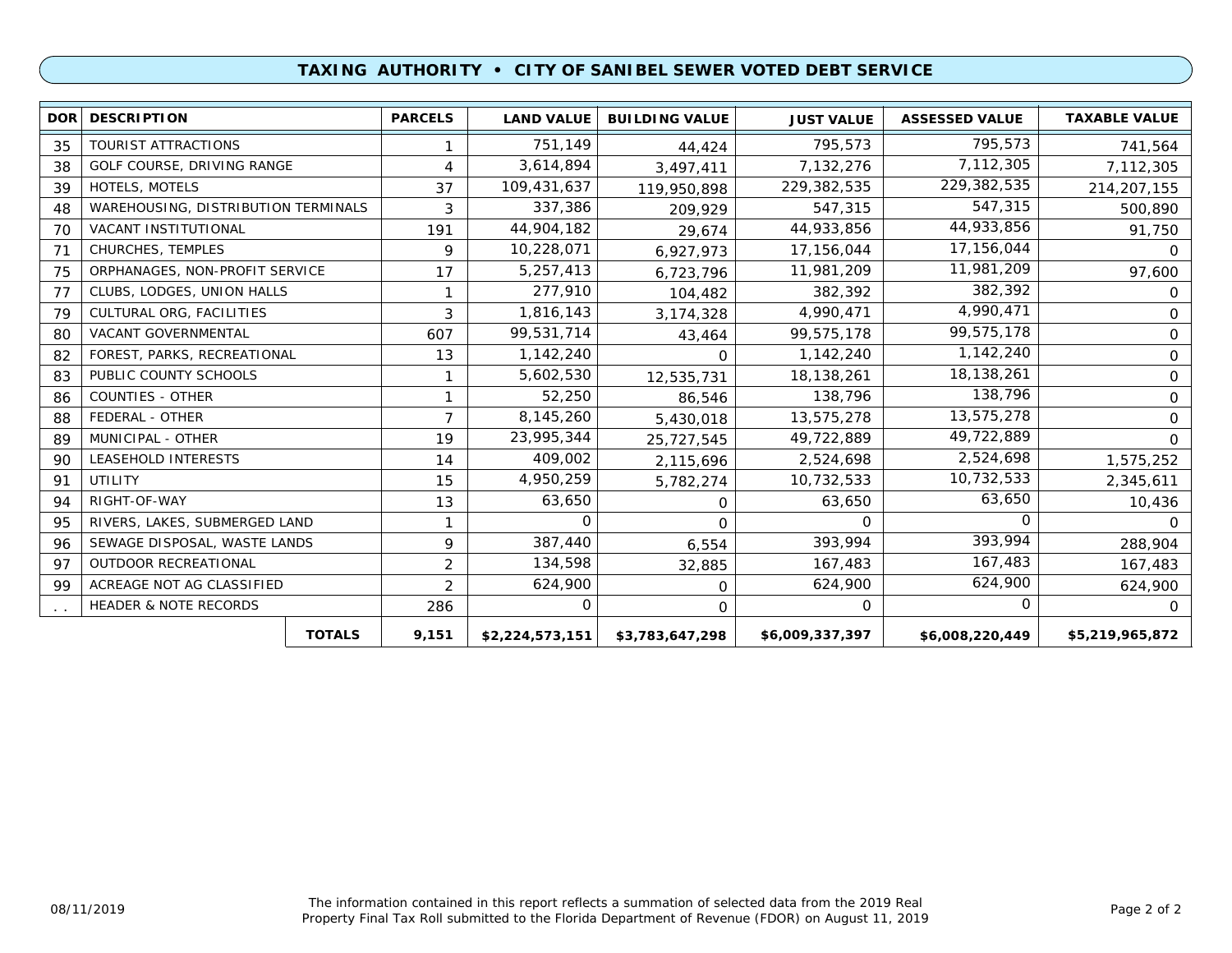## TAXING AUTHORITY • CITY OF SANIBEL SEWER VOTED DEBT SERVICE

| DOR | DESCRIPTION | PARCELS | LAND VALUE | BUILDING VALUE | JUST VALUE | ASSESSED VALUE | TAXABLE VALUE |
|---|---|---|---|---|---|---|---|
| 35 | TOURIST ATTRACTIONS | 1 | 751,149 | 44,424 | 795,573 | 795,573 | 741,564 |
| 38 | GOLF COURSE, DRIVING RANGE | 4 | 3,614,894 | 3,497,411 | 7,132,276 | 7,112,305 | 7,112,305 |
| 39 | HOTELS, MOTELS | 37 | 109,431,637 | 119,950,898 | 229,382,535 | 229,382,535 | 214,207,155 |
| 48 | WAREHOUSING, DISTRIBUTION TERMINALS | 3 | 337,386 | 209,929 | 547,315 | 547,315 | 500,890 |
| 70 | VACANT INSTITUTIONAL | 191 | 44,904,182 | 29,674 | 44,933,856 | 44,933,856 | 91,750 |
| 71 | CHURCHES, TEMPLES | 9 | 10,228,071 | 6,927,973 | 17,156,044 | 17,156,044 | 0 |
| 75 | ORPHANAGES, NON-PROFIT SERVICE | 17 | 5,257,413 | 6,723,796 | 11,981,209 | 11,981,209 | 97,600 |
| 77 | CLUBS, LODGES, UNION HALLS | 1 | 277,910 | 104,482 | 382,392 | 382,392 | 0 |
| 79 | CULTURAL ORG, FACILITIES | 3 | 1,816,143 | 3,174,328 | 4,990,471 | 4,990,471 | 0 |
| 80 | VACANT GOVERNMENTAL | 607 | 99,531,714 | 43,464 | 99,575,178 | 99,575,178 | 0 |
| 82 | FOREST, PARKS, RECREATIONAL | 13 | 1,142,240 | 0 | 1,142,240 | 1,142,240 | 0 |
| 83 | PUBLIC COUNTY SCHOOLS | 1 | 5,602,530 | 12,535,731 | 18,138,261 | 18,138,261 | 0 |
| 86 | COUNTIES - OTHER | 1 | 52,250 | 86,546 | 138,796 | 138,796 | 0 |
| 88 | FEDERAL - OTHER | 7 | 8,145,260 | 5,430,018 | 13,575,278 | 13,575,278 | 0 |
| 89 | MUNICIPAL - OTHER | 19 | 23,995,344 | 25,727,545 | 49,722,889 | 49,722,889 | 0 |
| 90 | LEASEHOLD INTERESTS | 14 | 409,002 | 2,115,696 | 2,524,698 | 2,524,698 | 1,575,252 |
| 91 | UTILITY | 15 | 4,950,259 | 5,782,274 | 10,732,533 | 10,732,533 | 2,345,611 |
| 94 | RIGHT-OF-WAY | 13 | 63,650 | 0 | 63,650 | 63,650 | 10,436 |
| 95 | RIVERS, LAKES, SUBMERGED LAND | 1 | 0 | 0 | 0 | 0 | 0 |
| 96 | SEWAGE DISPOSAL, WASTE LANDS | 9 | 387,440 | 6,554 | 393,994 | 393,994 | 288,904 |
| 97 | OUTDOOR RECREATIONAL | 2 | 134,598 | 32,885 | 167,483 | 167,483 | 167,483 |
| 99 | ACREAGE NOT AG CLASSIFIED | 2 | 624,900 | 0 | 624,900 | 624,900 | 624,900 |
| .. | HEADER & NOTE RECORDS | 286 | 0 | 0 | 0 | 0 | 0 |
| | **TOTALS** | **9,151** | **$2,224,573,151** | **$3,783,647,298** | **$6,009,337,397** | **$6,008,220,449** | **$5,219,965,872** |

08/11/2019

The information contained in this report reflects a summation of selected data from the 2019 Real Property Final Tax Roll submitted to the Florida Department of Revenue (FDOR) on August 11, 2019